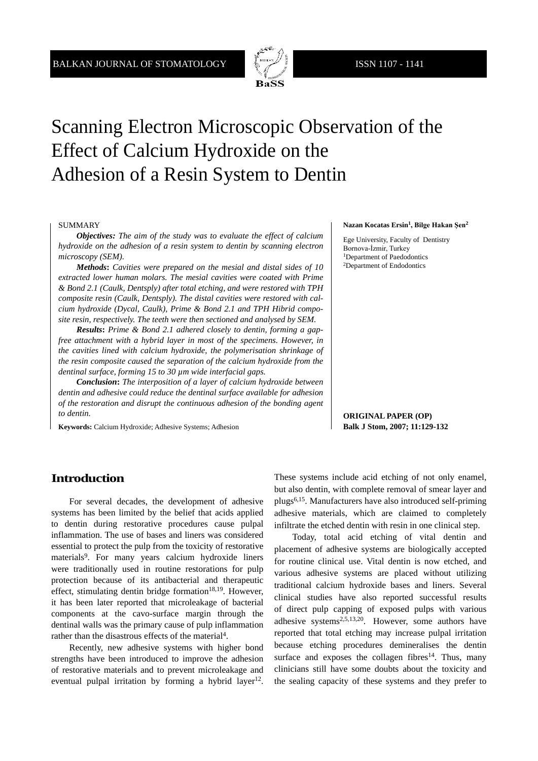# Scanning Electron Microscopic Observation of the Effect of Calcium Hydroxide on the Adhesion of a Resin System to Dentin

**Nazan Kocatas Ersin[1], Bilge Hakan Şen[2]**

Ege University, Faculty of Dentistry
Bornova-İzmir, Turkey
[1]Department of Paedodontics
[2]Department of Endodontics

SUMMARY

***Objectives:*** *The aim of the study was to evaluate the effect of calcium hydroxide on the adhesion of a resin system to dentin by scanning electron microscopy (SEM).*

***Methods*****:** *Cavities were prepared on the mesial and distal sides of 10 extracted lower human molars. The mesial cavities were coated with Prime & Bond 2.1 (Caulk, Dentsply) after total etching, and were restored with TPH composite resin (Caulk, Dentsply). The distal cavities were restored with calcium hydroxide (Dycal, Caulk), Prime & Bond 2.1 and TPH Hibrid composite resin, respectively. The teeth were then sectioned and analysed by SEM.*

***Results*****:** *Prime & Bond 2.1 adhered closely to dentin, forming a gap-free attachment with a hybrid layer in most of the specimens. However, in the cavities lined with calcium hydroxide, the polymerisation shrinkage of the resin composite caused the separation of the calcium hydroxide from the dentinal surface, forming 15 to 30 µm wide interfacial gaps.*

***Conclusion*****:** *The interposition of a layer of calcium hydroxide between dentin and adhesive could reduce the dentinal surface available for adhesion of the restoration and disrupt the continuous adhesion of the bonding agent to dentin.*

**Keywords:** Calcium Hydroxide; Adhesive Systems; Adhesion

**ORIGINAL PAPER (OP)**

## Introduction

For several decades, the development of adhesive systems has been limited by the belief that acids applied to dentin during restorative procedures cause pulpal inflammation. The use of bases and liners was considered essential to protect the pulp from the toxicity of restorative materials[9]. For many years calcium hydroxide liners were traditionally used in routine restorations for pulp protection because of its antibacterial and therapeutic effect, stimulating dentin bridge formation[18,19]. However, it has been later reported that microleakage of bacterial components at the cavo-surface margin through the dentinal walls was the primary cause of pulp inflammation rather than the disastrous effects of the material[4].

Recently, new adhesive systems with higher bond strengths have been introduced to improve the adhesion of restorative materials and to prevent microleakage and eventual pulpal irritation by forming a hybrid layer[12]. These systems include acid etching of not only enamel, but also dentin, with complete removal of smear layer and plugs[6,15]. Manufacturers have also introduced self-priming adhesive materials, which are claimed to completely infiltrate the etched dentin with resin in one clinical step.

Today, total acid etching of vital dentin and placement of adhesive systems are biologically accepted for routine clinical use. Vital dentin is now etched, and various adhesive systems are placed without utilizing traditional calcium hydroxide bases and liners. Several clinical studies have also reported successful results of direct pulp capping of exposed pulps with various adhesive systems[2,5,13,20]. However, some authors have reported that total etching may increase pulpal irritation because etching procedures demineralises the dentin surface and exposes the collagen fibres[14]. Thus, many clinicians still have some doubts about the toxicity and the sealing capacity of these systems and they prefer to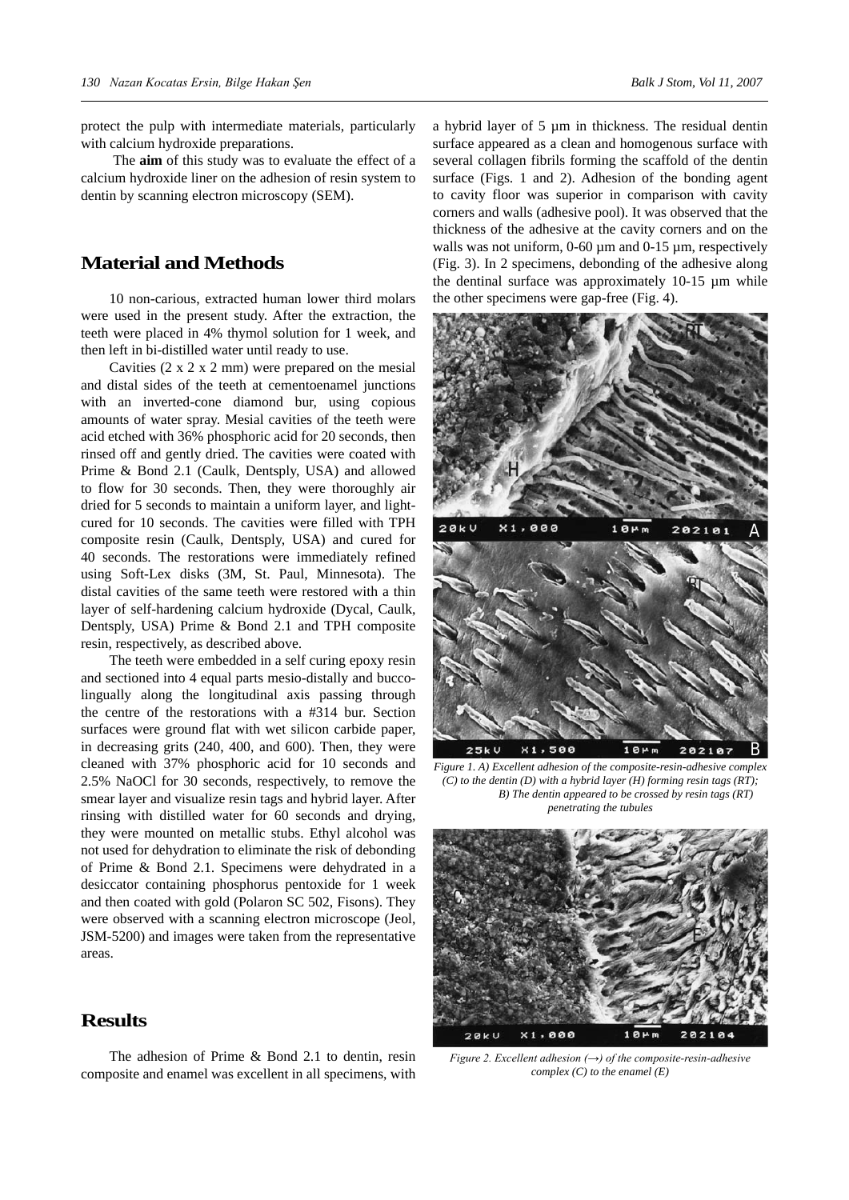protect the pulp with intermediate materials, particularly with calcium hydroxide preparations.

The **aim** of this study was to evaluate the effect of a calcium hydroxide liner on the adhesion of resin system to dentin by scanning electron microscopy (SEM).

## Material and Methods

10 non-carious, extracted human lower third molars were used in the present study. After the extraction, the teeth were placed in 4% thymol solution for 1 week, and then left in bi-distilled water until ready to use.

Cavities (2 x 2 x 2 mm) were prepared on the mesial and distal sides of the teeth at cementoenamel junctions with an inverted-cone diamond bur, using copious amounts of water spray. Mesial cavities of the teeth were acid etched with 36% phosphoric acid for 20 seconds, then rinsed off and gently dried. The cavities were coated with Prime & Bond 2.1 (Caulk, Dentsply, USA) and allowed to flow for 30 seconds. Then, they were thoroughly air dried for 5 seconds to maintain a uniform layer, and light-cured for 10 seconds. The cavities were filled with TPH composite resin (Caulk, Dentsply, USA) and cured for 40 seconds. The restorations were immediately refined using Soft-Lex disks (3M, St. Paul, Minnesota). The distal cavities of the same teeth were restored with a thin layer of self-hardening calcium hydroxide (Dycal, Caulk, Dentsply, USA) Prime & Bond 2.1 and TPH composite resin, respectively, as described above.

The teeth were embedded in a self curing epoxy resin and sectioned into 4 equal parts mesio-distally and bucco-lingually along the longitudinal axis passing through the centre of the restorations with a #314 bur. Section surfaces were ground flat with wet silicon carbide paper, in decreasing grits (240, 400, and 600). Then, they were cleaned with 37% phosphoric acid for 10 seconds and 2.5% NaOCl for 30 seconds, respectively, to remove the smear layer and visualize resin tags and hybrid layer. After rinsing with distilled water for 60 seconds and drying, they were mounted on metallic stubs. Ethyl alcohol was not used for dehydration to eliminate the risk of debonding of Prime & Bond 2.1. Specimens were dehydrated in a desiccator containing phosphorus pentoxide for 1 week and then coated with gold (Polaron SC 502, Fisons). They were observed with a scanning electron microscope (Jeol, JSM-5200) and images were taken from the representative areas.

## Results

The adhesion of Prime & Bond 2.1 to dentin, resin composite and enamel was excellent in all specimens, with a hybrid layer of 5 µm in thickness. The residual dentin surface appeared as a clean and homogenous surface with several collagen fibrils forming the scaffold of the dentin surface (Figs. 1 and 2). Adhesion of the bonding agent to cavity floor was superior in comparison with cavity corners and walls (adhesive pool). It was observed that the thickness of the adhesive at the cavity corners and on the walls was not uniform, 0-60 µm and 0-15 µm, respectively (Fig. 3). In 2 specimens, debonding of the adhesive along the dentinal surface was approximately 10-15 µm while the other specimens were gap-free (Fig. 4).

*Figure 1. A) Excellent adhesion of the composite-resin-adhesive complex (C) to the dentin (D) with a hybrid layer (H) forming resin tags (RT); B) The dentin appeared to be crossed by resin tags (RT) penetrating the tubules*

*Figure 2. Excellent adhesion (→) of the composite-resin-adhesive complex (C) to the enamel (E)*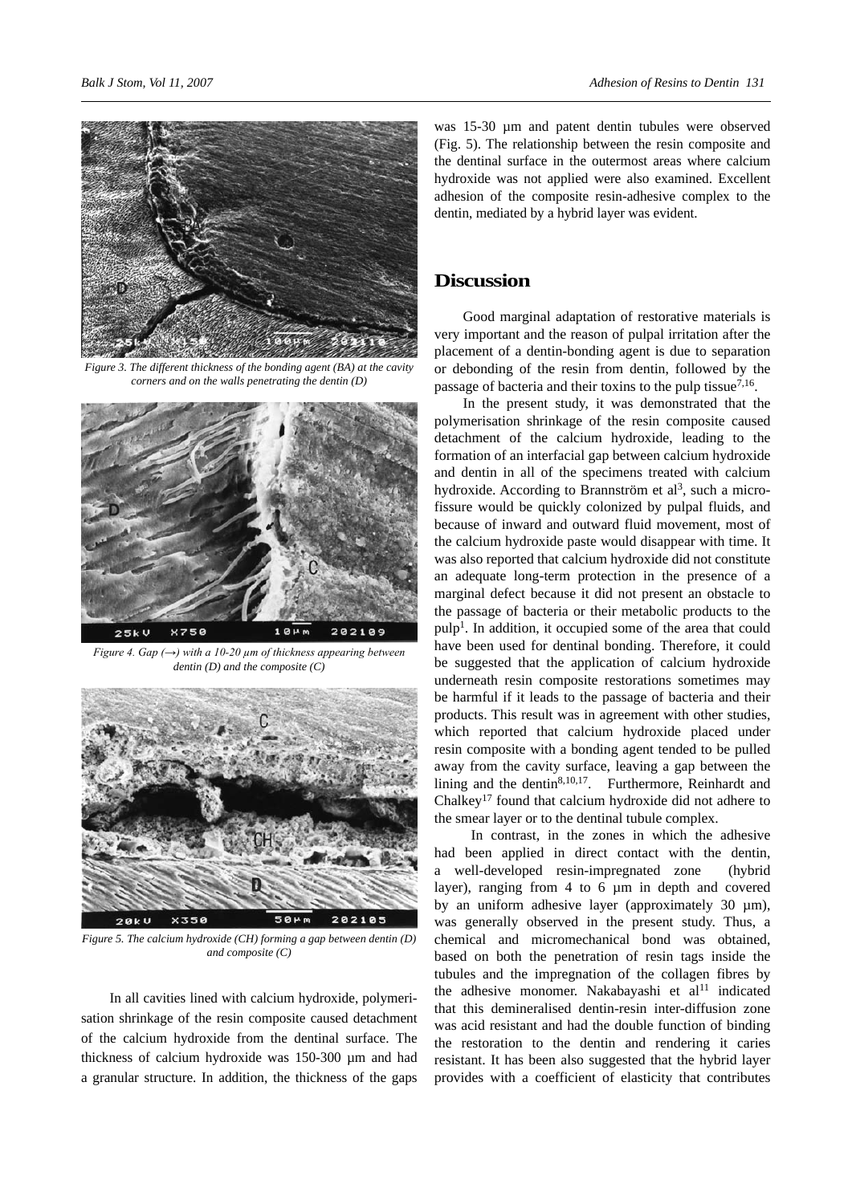Figure 3. The different thickness of the bonding agent (BA) at the cavity corners and on the walls penetrating the dentin (D)

Figure 4. Gap (→) with a 10-20 µm of thickness appearing between dentin (D) and the composite (C)

Figure 5. The calcium hydroxide (CH) forming a gap between dentin (D) and composite (C)

In all cavities lined with calcium hydroxide, polymerisation shrinkage of the resin composite caused detachment of the calcium hydroxide from the dentinal surface. The thickness of calcium hydroxide was 150-300 µm and had a granular structure. In addition, the thickness of the gaps was 15-30 µm and patent dentin tubules were observed (Fig. 5). The relationship between the resin composite and the dentinal surface in the outermost areas where calcium hydroxide was not applied were also examined. Excellent adhesion of the composite resin-adhesive complex to the dentin, mediated by a hybrid layer was evident.

## Discussion

Good marginal adaptation of restorative materials is very important and the reason of pulpal irritation after the placement of a dentin-bonding agent is due to separation or debonding of the resin from dentin, followed by the passage of bacteria and their toxins to the pulp tissue[7,16].

In the present study, it was demonstrated that the polymerisation shrinkage of the resin composite caused detachment of the calcium hydroxide, leading to the formation of an interfacial gap between calcium hydroxide and dentin in all of the specimens treated with calcium hydroxide. According to Brannström et al[3], such a micro-fissure would be quickly colonized by pulpal fluids, and because of inward and outward fluid movement, most of the calcium hydroxide paste would disappear with time. It was also reported that calcium hydroxide did not constitute an adequate long-term protection in the presence of a marginal defect because it did not present an obstacle to the passage of bacteria or their metabolic products to the pulp[1]. In addition, it occupied some of the area that could have been used for dentinal bonding. Therefore, it could be suggested that the application of calcium hydroxide underneath resin composite restorations sometimes may be harmful if it leads to the passage of bacteria and their products. This result was in agreement with other studies, which reported that calcium hydroxide placed under resin composite with a bonding agent tended to be pulled away from the cavity surface, leaving a gap between the lining and the dentin[8,10,17]. Furthermore, Reinhardt and Chalkey[17] found that calcium hydroxide did not adhere to the smear layer or to the dentinal tubule complex.

In contrast, in the zones in which the adhesive had been applied in direct contact with the dentin, a well-developed resin-impregnated zone (hybrid layer), ranging from 4 to 6 µm in depth and covered by an uniform adhesive layer (approximately 30 µm), was generally observed in the present study. Thus, a chemical and micromechanical bond was obtained, based on both the penetration of resin tags inside the tubules and the impregnation of the collagen fibres by the adhesive monomer. Nakabayashi et al[11] indicated that this demineralised dentin-resin inter-diffusion zone was acid resistant and had the double function of binding the restoration to the dentin and rendering it caries resistant. It has been also suggested that the hybrid layer provides with a coefficient of elasticity that contributes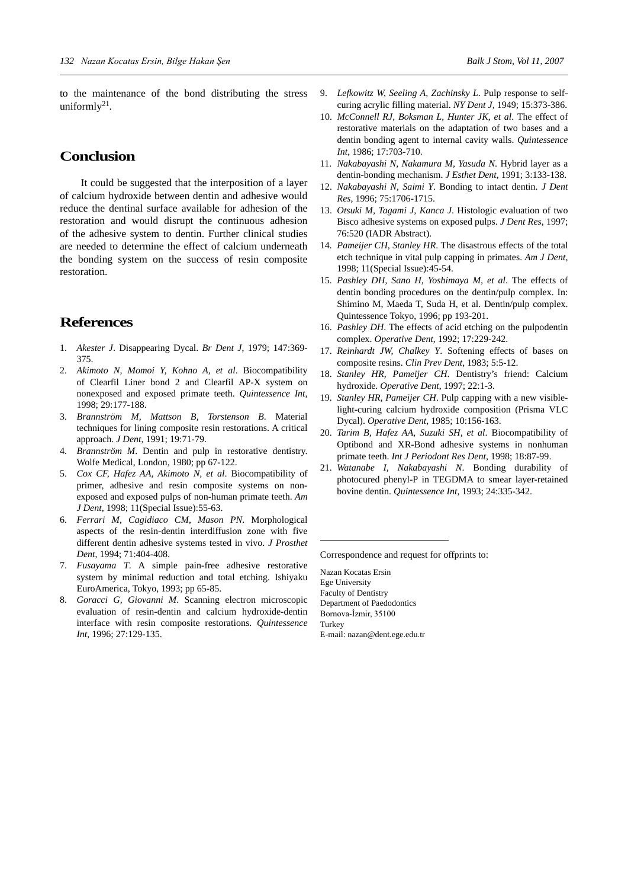to the maintenance of the bond distributing the stress uniformly[21].

## Conclusion

It could be suggested that the interposition of a layer of calcium hydroxide between dentin and adhesive would reduce the dentinal surface available for adhesion of the restoration and would disrupt the continuous adhesion of the adhesive system to dentin. Further clinical studies are needed to determine the effect of calcium underneath the bonding system on the success of resin composite restoration.

## References

1. *Akester J*. Disappearing Dycal. *Br Dent J*, 1979; 147:369-375.
2. *Akimoto N, Momoi Y, Kohno A, et al*. Biocompatibility of Clearfil Liner bond 2 and Clearfil AP-X system on nonexposed and exposed primate teeth. *Quintessence Int*, 1998; 29:177-188.
3. *Brannström M, Mattson B, Torstenson B*. Material techniques for lining composite resin restorations. A critical approach. *J Dent*, 1991; 19:71-79.
4. *Brannström M*. Dentin and pulp in restorative dentistry. Wolfe Medical, London, 1980; pp 67-122.
5. *Cox CF, Hafez AA, Akimoto N, et al*. Biocompatibility of primer, adhesive and resin composite systems on non-exposed and exposed pulps of non-human primate teeth. *Am J Dent*, 1998; 11(Special Issue):55-63.
6. *Ferrari M, Cagidiaco CM, Mason PN*. Morphological aspects of the resin-dentin interdiffusion zone with five different dentin adhesive systems tested in vivo. *J Prosthet Dent*, 1994; 71:404-408.
7. *Fusayama T*. A simple pain-free adhesive restorative system by minimal reduction and total etching. Ishiyaku EuroAmerica, Tokyo, 1993; pp 65-85.
8. *Goracci G, Giovanni M*. Scanning electron microscopic evaluation of resin-dentin and calcium hydroxide-dentin interface with resin composite restorations. *Quintessence Int*, 1996; 27:129-135.
9. *Lefkowitz W, Seeling A, Zachinsky L*. Pulp response to self-curing acrylic filling material. *NY Dent J*, 1949; 15:373-386.
10. *McConnell RJ, Boksman L, Hunter JK, et al*. The effect of restorative materials on the adaptation of two bases and a dentin bonding agent to internal cavity walls. *Quintessence Int*, 1986; 17:703-710.
11. *Nakabayashi N, Nakamura M, Yasuda N*. Hybrid layer as a dentin-bonding mechanism. *J Esthet Dent*, 1991; 3:133-138.
12. *Nakabayashi N, Saimi Y*. Bonding to intact dentin. *J Dent Res*, 1996; 75:1706-1715.
13. *Otsuki M, Tagami J, Kanca J*. Histologic evaluation of two Bisco adhesive systems on exposed pulps. *J Dent Res*, 1997; 76:520 (IADR Abstract).
14. *Pameijer CH, Stanley HR*. The disastrous effects of the total etch technique in vital pulp capping in primates. *Am J Dent*, 1998; 11(Special Issue):45-54.
15. *Pashley DH, Sano H, Yoshimaya M, et al*. The effects of dentin bonding procedures on the dentin/pulp complex. In: Shimino M, Maeda T, Suda H, et al. Dentin/pulp complex. Quintessence Tokyo, 1996; pp 193-201.
16. *Pashley DH*. The effects of acid etching on the pulpodentin complex. *Operative Dent*, 1992; 17:229-242.
17. *Reinhardt JW, Chalkey Y*. Softening effects of bases on composite resins. *Clin Prev Dent*, 1983; 5:5-12.
18. *Stanley HR, Pameijer CH*. Dentistry's friend: Calcium hydroxide. *Operative Dent*, 1997; 22:1-3.
19. *Stanley HR, Pameijer CH*. Pulp capping with a new visible-light-curing calcium hydroxide composition (Prisma VLC Dycal). *Operative Dent*, 1985; 10:156-163.
20. *Tarim B, Hafez AA, Suzuki SH, et al*. Biocompatibility of Optibond and XR-Bond adhesive systems in nonhuman primate teeth. *Int J Periodont Res Dent*, 1998; 18:87-99.
21. *Watanabe I, Nakabayashi N*. Bonding durability of photocured phenyl-P in TEGDMA to smear layer-retained bovine dentin. *Quintessence Int*, 1993; 24:335-342.

---

Correspondence and request for offprints to:

Nazan Kocatas Ersin
Ege University
Faculty of Dentistry
Department of Paedodontics
Bornova-İzmir, 35100
Turkey
E-mail: nazan@dent.ege.edu.tr